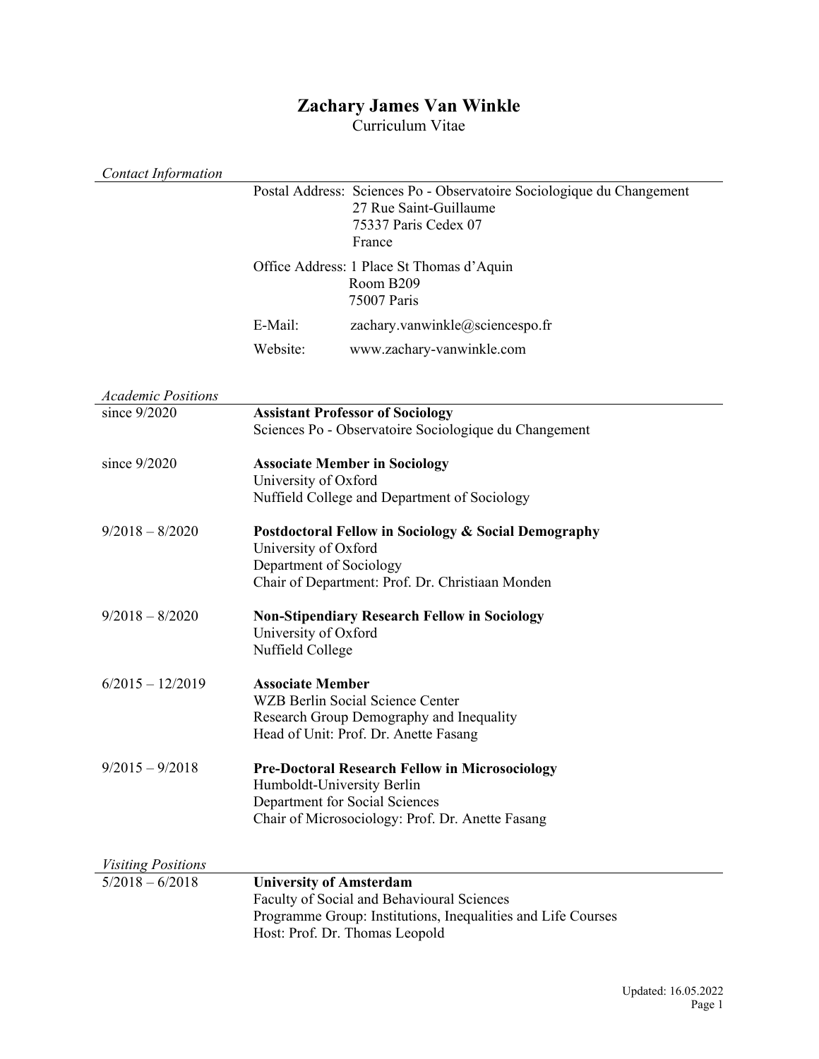# Zachary James Van Winkle

Curriculum Vitae

## *Contact Information*

Postal Address: Sciences Po - Observatoire Sociologique du Changement
27 Rue Saint-Guillaume
75337 Paris Cedex 07
France

Office Address: 1 Place St Thomas d'Aquin
Room B209
75007 Paris

E-Mail: zachary.vanwinkle@sciencespo.fr

Website: www.zachary-vanwinkle.com

## *Academic Positions*

since 9/2020 — **Assistant Professor of Sociology**
Sciences Po - Observatoire Sociologique du Changement

since 9/2020 — **Associate Member in Sociology**
University of Oxford
Nuffield College and Department of Sociology

9/2018 – 8/2020 — **Postdoctoral Fellow in Sociology & Social Demography**
University of Oxford
Department of Sociology
Chair of Department: Prof. Dr. Christiaan Monden

9/2018 – 8/2020 — **Non-Stipendiary Research Fellow in Sociology**
University of Oxford
Nuffield College

6/2015 – 12/2019 — **Associate Member**
WZB Berlin Social Science Center
Research Group Demography and Inequality
Head of Unit: Prof. Dr. Anette Fasang

9/2015 – 9/2018 — **Pre-Doctoral Research Fellow in Microsociology**
Humboldt-University Berlin
Department for Social Sciences
Chair of Microsociology: Prof. Dr. Anette Fasang

## *Visiting Positions*

5/2018 – 6/2018 — **University of Amsterdam**
Faculty of Social and Behavioural Sciences
Programme Group: Institutions, Inequalities and Life Courses
Host: Prof. Dr. Thomas Leopold

Updated: 16.05.2022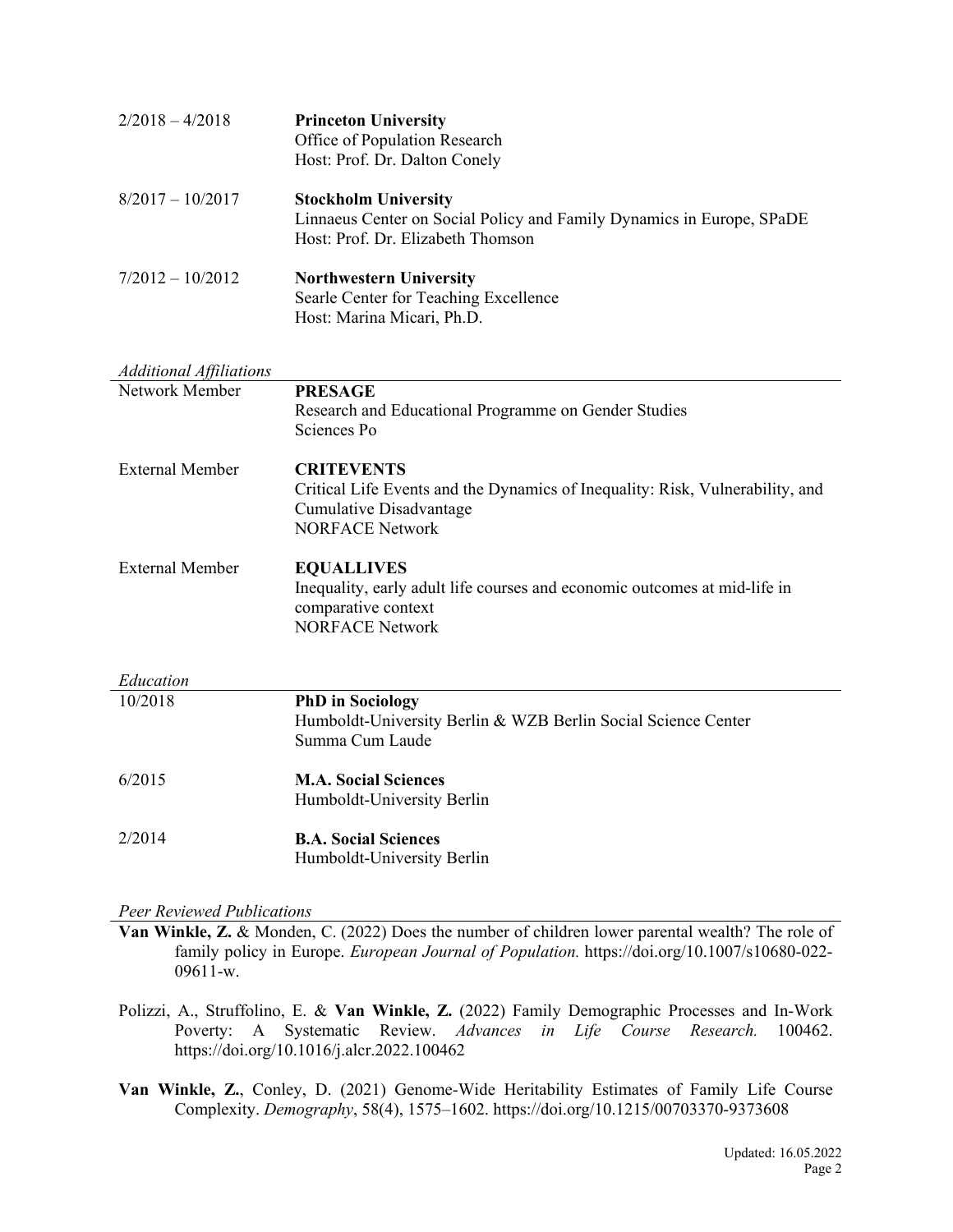2/2018 – 4/2018 **Princeton University**
Office of Population Research
Host: Prof. Dr. Dalton Conely

8/2017 – 10/2017 **Stockholm University**
Linnaeus Center on Social Policy and Family Dynamics in Europe, SPaDE
Host: Prof. Dr. Elizabeth Thomson

7/2012 – 10/2012 **Northwestern University**
Searle Center for Teaching Excellence
Host: Marina Micari, Ph.D.

### *Additional Affiliations*

Network Member **PRESAGE**
Research and Educational Programme on Gender Studies
Sciences Po

External Member **CRITEVENTS**
Critical Life Events and the Dynamics of Inequality: Risk, Vulnerability, and Cumulative Disadvantage
NORFACE Network

External Member **EQUALLIVES**
Inequality, early adult life courses and economic outcomes at mid-life in comparative context
NORFACE Network

### *Education*

10/2018 **PhD in Sociology**
Humboldt-University Berlin & WZB Berlin Social Science Center
Summa Cum Laude

6/2015 **M.A. Social Sciences**
Humboldt-University Berlin

2/2014 **B.A. Social Sciences**
Humboldt-University Berlin

### *Peer Reviewed Publications*

**Van Winkle, Z.** & Monden, C. (2022) Does the number of children lower parental wealth? The role of family policy in Europe. *European Journal of Population.* https://doi.org/10.1007/s10680-022-09611-w.

Polizzi, A., Struffolino, E. & **Van Winkle, Z.** (2022) Family Demographic Processes and In-Work Poverty: A Systematic Review. *Advances in Life Course Research.* 100462. https://doi.org/10.1016/j.alcr.2022.100462

**Van Winkle, Z.**, Conley, D. (2021) Genome-Wide Heritability Estimates of Family Life Course Complexity. *Demography*, 58(4), 1575–1602. https://doi.org/10.1215/00703370-9373608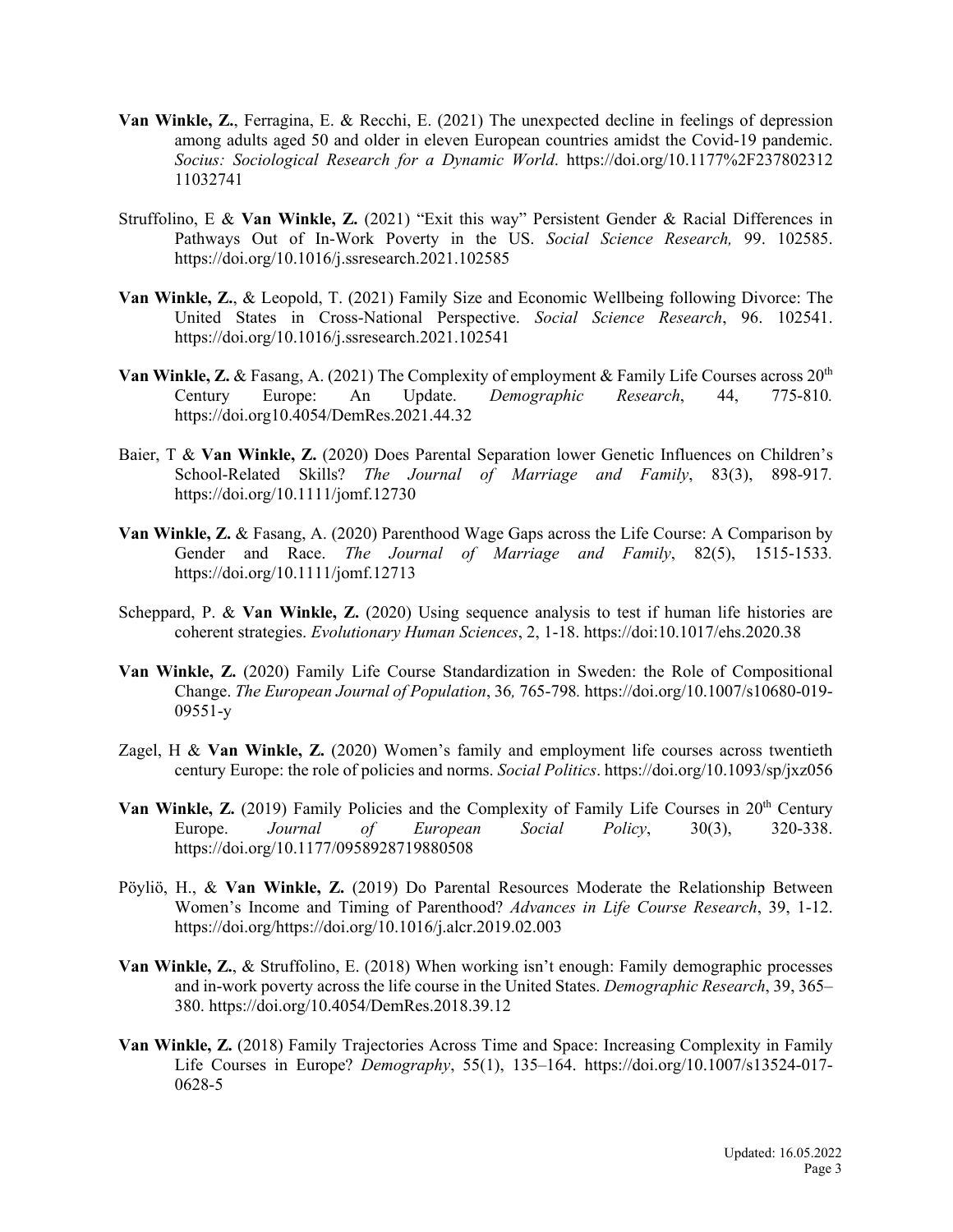**Van Winkle, Z.**, Ferragina, E. & Recchi, E. (2021) The unexpected decline in feelings of depression among adults aged 50 and older in eleven European countries amidst the Covid-19 pandemic. *Socius: Sociological Research for a Dynamic World*. https://doi.org/10.1177%2F23780231211032741

Struffolino, E & **Van Winkle, Z.** (2021) "Exit this way" Persistent Gender & Racial Differences in Pathways Out of In-Work Poverty in the US. *Social Science Research,* 99. 102585. https://doi.org/10.1016/j.ssresearch.2021.102585

**Van Winkle, Z.**, & Leopold, T. (2021) Family Size and Economic Wellbeing following Divorce: The United States in Cross-National Perspective. *Social Science Research*, 96. 102541. https://doi.org/10.1016/j.ssresearch.2021.102541

**Van Winkle, Z.** & Fasang, A. (2021) The Complexity of employment & Family Life Courses across 20th Century Europe: An Update. *Demographic Research*, 44, 775-810. https://doi.org10.4054/DemRes.2021.44.32

Baier, T & **Van Winkle, Z.** (2020) Does Parental Separation lower Genetic Influences on Children's School-Related Skills? *The Journal of Marriage and Family*, 83(3), 898-917. https://doi.org/10.1111/jomf.12730

**Van Winkle, Z.** & Fasang, A. (2020) Parenthood Wage Gaps across the Life Course: A Comparison by Gender and Race. *The Journal of Marriage and Family*, 82(5), 1515-1533. https://doi.org/10.1111/jomf.12713

Scheppard, P. & **Van Winkle, Z.** (2020) Using sequence analysis to test if human life histories are coherent strategies. *Evolutionary Human Sciences*, 2, 1-18. https://doi:10.1017/ehs.2020.38

**Van Winkle, Z.** (2020) Family Life Course Standardization in Sweden: the Role of Compositional Change. *The European Journal of Population*, 36*,* 765-798. https://doi.org/10.1007/s10680-019-09551-y

Zagel, H & **Van Winkle, Z.** (2020) Women's family and employment life courses across twentieth century Europe: the role of policies and norms. *Social Politics*. https://doi.org/10.1093/sp/jxz056

**Van Winkle, Z.** (2019) Family Policies and the Complexity of Family Life Courses in 20th Century Europe. *Journal of European Social Policy*, 30(3), 320-338. https://doi.org/10.1177/0958928719880508

Pöyliö, H., & **Van Winkle, Z.** (2019) Do Parental Resources Moderate the Relationship Between Women's Income and Timing of Parenthood? *Advances in Life Course Research*, 39, 1-12. https://doi.org/https://doi.org/10.1016/j.alcr.2019.02.003

**Van Winkle, Z.**, & Struffolino, E. (2018) When working isn't enough: Family demographic processes and in-work poverty across the life course in the United States. *Demographic Research*, 39, 365–380. https://doi.org/10.4054/DemRes.2018.39.12

**Van Winkle, Z.** (2018) Family Trajectories Across Time and Space: Increasing Complexity in Family Life Courses in Europe? *Demography*, 55(1), 135–164. https://doi.org/10.1007/s13524-017-0628-5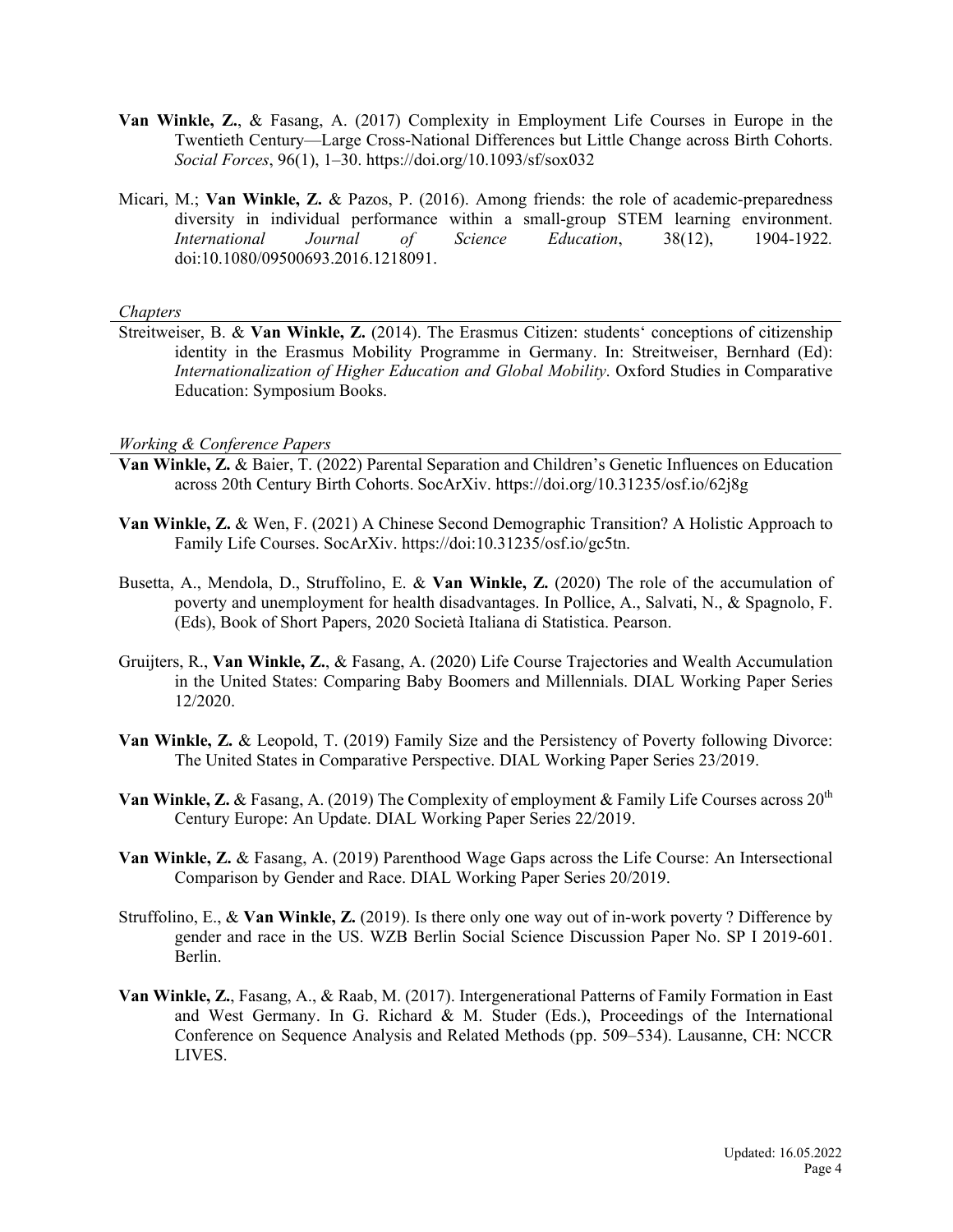**Van Winkle, Z.**, & Fasang, A. (2017) Complexity in Employment Life Courses in Europe in the Twentieth Century—Large Cross-National Differences but Little Change across Birth Cohorts. *Social Forces*, 96(1), 1–30. https://doi.org/10.1093/sf/sox032

Micari, M.; **Van Winkle, Z.** & Pazos, P. (2016). Among friends: the role of academic-preparedness diversity in individual performance within a small-group STEM learning environment. *International Journal of Science Education*, 38(12), 1904-1922. doi:10.1080/09500693.2016.1218091.

*Chapters*

Streitweiser, B. & **Van Winkle, Z.** (2014). The Erasmus Citizen: students' conceptions of citizenship identity in the Erasmus Mobility Programme in Germany. In: Streitweiser, Bernhard (Ed): *Internationalization of Higher Education and Global Mobility*. Oxford Studies in Comparative Education: Symposium Books.

*Working & Conference Papers*

**Van Winkle, Z.** & Baier, T. (2022) Parental Separation and Children's Genetic Influences on Education across 20th Century Birth Cohorts. SocArXiv. https://doi.org/10.31235/osf.io/62j8g

**Van Winkle, Z.** & Wen, F. (2021) A Chinese Second Demographic Transition? A Holistic Approach to Family Life Courses. SocArXiv. https://doi:10.31235/osf.io/gc5tn.

Busetta, A., Mendola, D., Struffolino, E. & **Van Winkle, Z.** (2020) The role of the accumulation of poverty and unemployment for health disadvantages. In Pollice, A., Salvati, N., & Spagnolo, F. (Eds), Book of Short Papers, 2020 Società Italiana di Statistica. Pearson.

Gruijters, R., **Van Winkle, Z.**, & Fasang, A. (2020) Life Course Trajectories and Wealth Accumulation in the United States: Comparing Baby Boomers and Millennials. DIAL Working Paper Series 12/2020.

**Van Winkle, Z.** & Leopold, T. (2019) Family Size and the Persistency of Poverty following Divorce: The United States in Comparative Perspective. DIAL Working Paper Series 23/2019.

**Van Winkle, Z.** & Fasang, A. (2019) The Complexity of employment & Family Life Courses across 20th Century Europe: An Update. DIAL Working Paper Series 22/2019.

**Van Winkle, Z.** & Fasang, A. (2019) Parenthood Wage Gaps across the Life Course: An Intersectional Comparison by Gender and Race. DIAL Working Paper Series 20/2019.

Struffolino, E., & **Van Winkle, Z.** (2019). Is there only one way out of in-work poverty ? Difference by gender and race in the US. WZB Berlin Social Science Discussion Paper No. SP I 2019-601. Berlin.

**Van Winkle, Z.**, Fasang, A., & Raab, M. (2017). Intergenerational Patterns of Family Formation in East and West Germany. In G. Richard & M. Studer (Eds.), Proceedings of the International Conference on Sequence Analysis and Related Methods (pp. 509–534). Lausanne, CH: NCCR LIVES.

Updated: 16.05.2022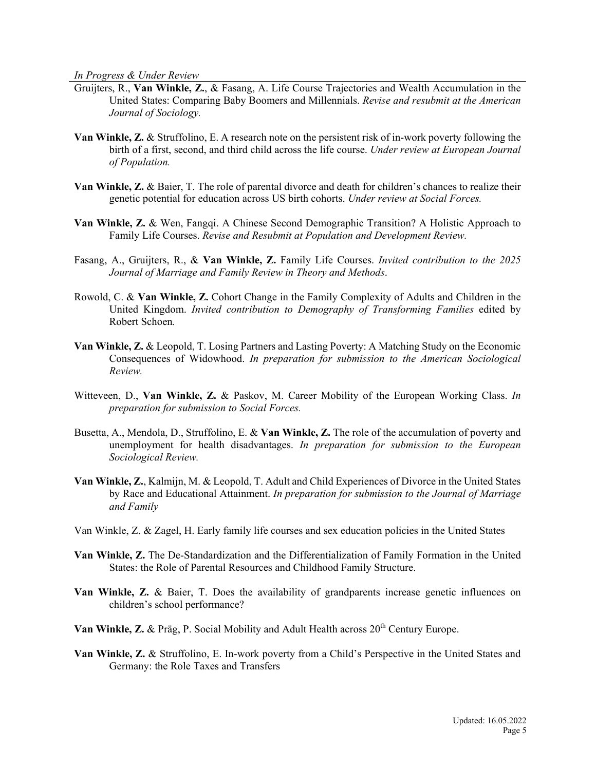*In Progress & Under Review*

Gruijters, R., **Van Winkle, Z.**, & Fasang, A. Life Course Trajectories and Wealth Accumulation in the United States: Comparing Baby Boomers and Millennials. *Revise and resubmit at the American Journal of Sociology.*

**Van Winkle, Z.** & Struffolino, E. A research note on the persistent risk of in-work poverty following the birth of a first, second, and third child across the life course. *Under review at European Journal of Population.*

**Van Winkle, Z.** & Baier, T. The role of parental divorce and death for children's chances to realize their genetic potential for education across US birth cohorts. *Under review at Social Forces.*

**Van Winkle, Z.** & Wen, Fangqi. A Chinese Second Demographic Transition? A Holistic Approach to Family Life Courses. *Revise and Resubmit at Population and Development Review.*

Fasang, A., Gruijters, R., & **Van Winkle, Z.** Family Life Courses. *Invited contribution to the 2025 Journal of Marriage and Family Review in Theory and Methods*.

Rowold, C. & **Van Winkle, Z.** Cohort Change in the Family Complexity of Adults and Children in the United Kingdom. *Invited contribution to Demography of Transforming Families* edited by Robert Schoen*.*

**Van Winkle, Z.** & Leopold, T. Losing Partners and Lasting Poverty: A Matching Study on the Economic Consequences of Widowhood. *In preparation for submission to the American Sociological Review.*

Witteveen, D., **Van Winkle, Z.** & Paskov, M. Career Mobility of the European Working Class. *In preparation for submission to Social Forces.*

Busetta, A., Mendola, D., Struffolino, E. & **Van Winkle, Z.** The role of the accumulation of poverty and unemployment for health disadvantages. *In preparation for submission to the European Sociological Review.*

**Van Winkle, Z.**, Kalmijn, M. & Leopold, T. Adult and Child Experiences of Divorce in the United States by Race and Educational Attainment. *In preparation for submission to the Journal of Marriage and Family*

Van Winkle, Z. & Zagel, H. Early family life courses and sex education policies in the United States

**Van Winkle, Z.** The De-Standardization and the Differentialization of Family Formation in the United States: the Role of Parental Resources and Childhood Family Structure.

**Van Winkle, Z.** & Baier, T. Does the availability of grandparents increase genetic influences on children's school performance?

**Van Winkle, Z.** & Präg, P. Social Mobility and Adult Health across 20th Century Europe.

**Van Winkle, Z.** & Struffolino, E. In-work poverty from a Child's Perspective in the United States and Germany: the Role Taxes and Transfers

Updated: 16.05.2022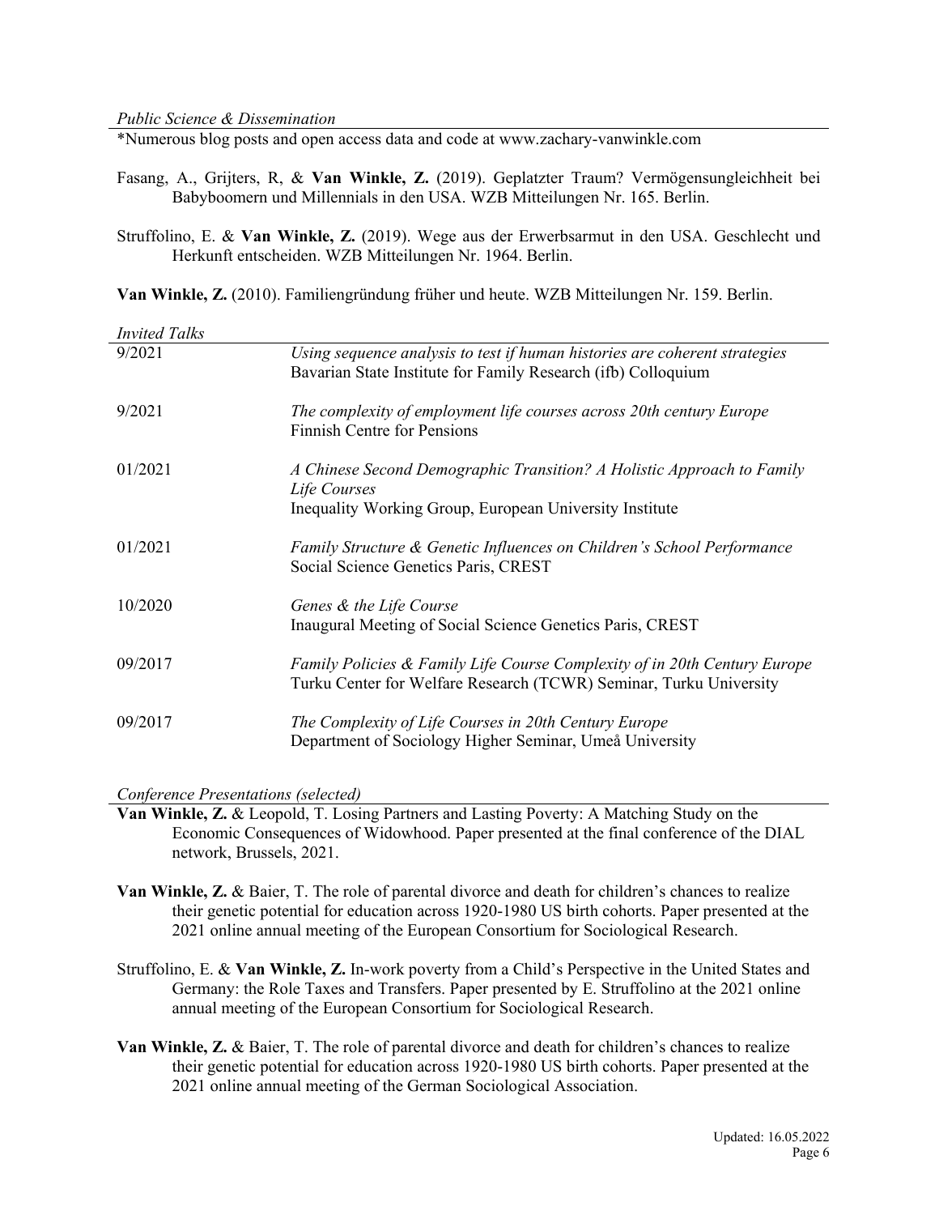*Public Science & Dissemination*

*Numerous blog posts and open access data and code at www.zachary-vanwinkle.com

Fasang, A., Grijters, R, & **Van Winkle, Z.** (2019). Geplatzter Traum? Vermögensungleichheit bei Babyboomern und Millennials in den USA. WZB Mitteilungen Nr. 165. Berlin.

Struffolino, E. & **Van Winkle, Z.** (2019). Wege aus der Erwerbsarmut in den USA. Geschlecht und Herkunft entscheiden. WZB Mitteilungen Nr. 1964. Berlin.

**Van Winkle, Z.** (2010). Familiengründung früher und heute. WZB Mitteilungen Nr. 159. Berlin.

*Invited Talks*

| | |
|---|---|
| 9/2021 | *Using sequence analysis to test if human histories are coherent strategies*<br>Bavarian State Institute for Family Research (ifb) Colloquium |
| 9/2021 | *The complexity of employment life courses across 20th century Europe*<br>Finnish Centre for Pensions |
| 01/2021 | *A Chinese Second Demographic Transition? A Holistic Approach to Family Life Courses*<br>Inequality Working Group, European University Institute |
| 01/2021 | *Family Structure & Genetic Influences on Children's School Performance*<br>Social Science Genetics Paris, CREST |
| 10/2020 | *Genes & the Life Course*<br>Inaugural Meeting of Social Science Genetics Paris, CREST |
| 09/2017 | *Family Policies & Family Life Course Complexity of in 20th Century Europe*<br>Turku Center for Welfare Research (TCWR) Seminar, Turku University |
| 09/2017 | *The Complexity of Life Courses in 20th Century Europe*<br>Department of Sociology Higher Seminar, Umeå University |

*Conference Presentations (selected)*

**Van Winkle, Z.** & Leopold, T. Losing Partners and Lasting Poverty: A Matching Study on the Economic Consequences of Widowhood. Paper presented at the final conference of the DIAL network, Brussels, 2021.

**Van Winkle, Z.** & Baier, T. The role of parental divorce and death for children's chances to realize their genetic potential for education across 1920-1980 US birth cohorts. Paper presented at the 2021 online annual meeting of the European Consortium for Sociological Research.

Struffolino, E. & **Van Winkle, Z.** In-work poverty from a Child's Perspective in the United States and Germany: the Role Taxes and Transfers. Paper presented by E. Struffolino at the 2021 online annual meeting of the European Consortium for Sociological Research.

**Van Winkle, Z.** & Baier, T. The role of parental divorce and death for children's chances to realize their genetic potential for education across 1920-1980 US birth cohorts. Paper presented at the 2021 online annual meeting of the German Sociological Association.

Updated: 16.05.2022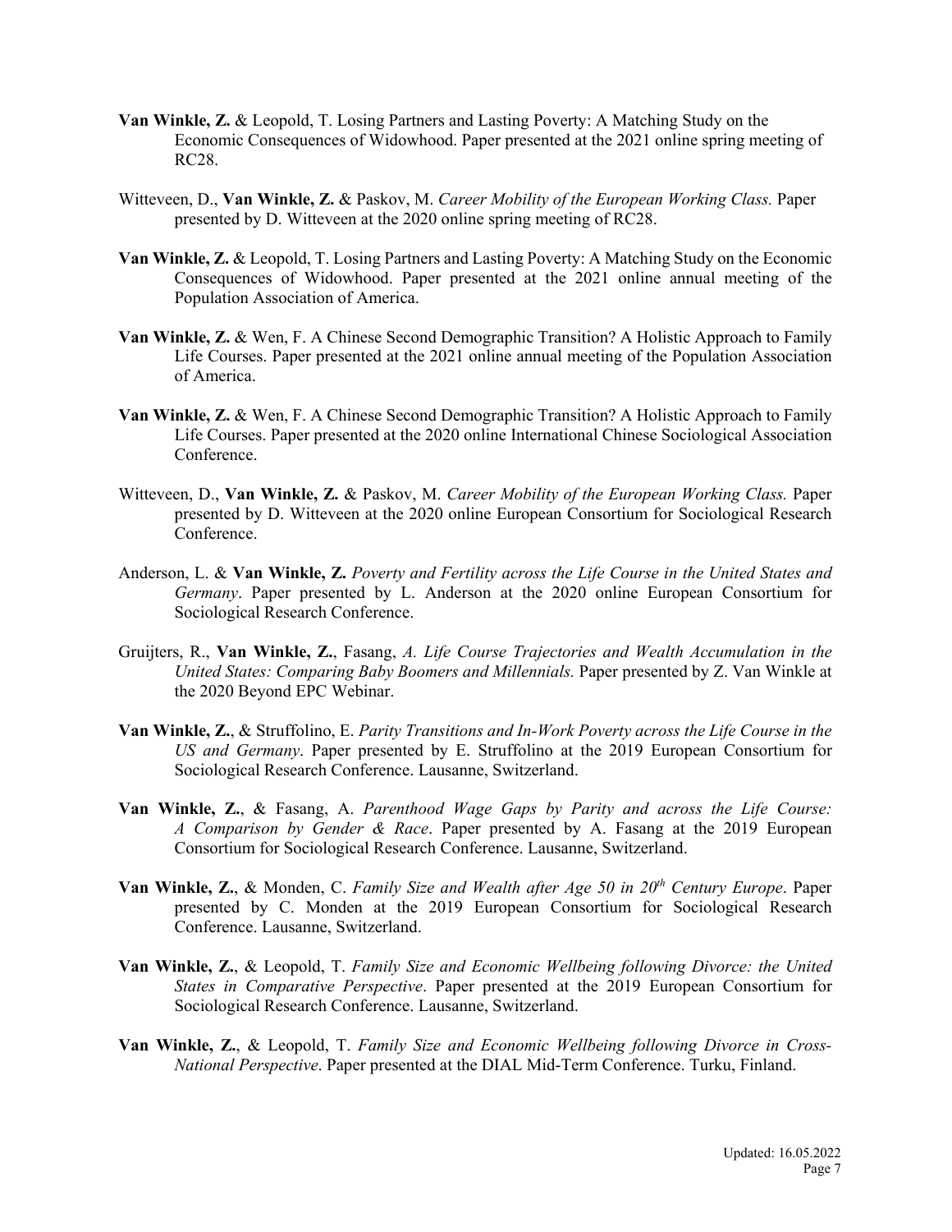**Van Winkle, Z.** & Leopold, T. Losing Partners and Lasting Poverty: A Matching Study on the Economic Consequences of Widowhood. Paper presented at the 2021 online spring meeting of RC28.

Witteveen, D., **Van Winkle, Z.** & Paskov, M. *Career Mobility of the European Working Class.* Paper presented by D. Witteveen at the 2020 online spring meeting of RC28.

**Van Winkle, Z.** & Leopold, T. Losing Partners and Lasting Poverty: A Matching Study on the Economic Consequences of Widowhood. Paper presented at the 2021 online annual meeting of the Population Association of America.

**Van Winkle, Z.** & Wen, F. A Chinese Second Demographic Transition? A Holistic Approach to Family Life Courses. Paper presented at the 2021 online annual meeting of the Population Association of America.

**Van Winkle, Z.** & Wen, F. A Chinese Second Demographic Transition? A Holistic Approach to Family Life Courses. Paper presented at the 2020 online International Chinese Sociological Association Conference.

Witteveen, D., **Van Winkle, Z.** & Paskov, M. *Career Mobility of the European Working Class.* Paper presented by D. Witteveen at the 2020 online European Consortium for Sociological Research Conference.

Anderson, L. & **Van Winkle, Z.** *Poverty and Fertility across the Life Course in the United States and Germany*. Paper presented by L. Anderson at the 2020 online European Consortium for Sociological Research Conference.

Gruijters, R., **Van Winkle, Z.**, Fasang, *A. Life Course Trajectories and Wealth Accumulation in the United States: Comparing Baby Boomers and Millennials.* Paper presented by Z. Van Winkle at the 2020 Beyond EPC Webinar.

**Van Winkle, Z.**, & Struffolino, E. *Parity Transitions and In-Work Poverty across the Life Course in the US and Germany*. Paper presented by E. Struffolino at the 2019 European Consortium for Sociological Research Conference. Lausanne, Switzerland.

**Van Winkle, Z.**, & Fasang, A. *Parenthood Wage Gaps by Parity and across the Life Course: A Comparison by Gender & Race*. Paper presented by A. Fasang at the 2019 European Consortium for Sociological Research Conference. Lausanne, Switzerland.

**Van Winkle, Z.**, & Monden, C. *Family Size and Wealth after Age 50 in 20th Century Europe*. Paper presented by C. Monden at the 2019 European Consortium for Sociological Research Conference. Lausanne, Switzerland.

**Van Winkle, Z.**, & Leopold, T. *Family Size and Economic Wellbeing following Divorce: the United States in Comparative Perspective*. Paper presented at the 2019 European Consortium for Sociological Research Conference. Lausanne, Switzerland.

**Van Winkle, Z.**, & Leopold, T. *Family Size and Economic Wellbeing following Divorce in Cross-National Perspective*. Paper presented at the DIAL Mid-Term Conference. Turku, Finland.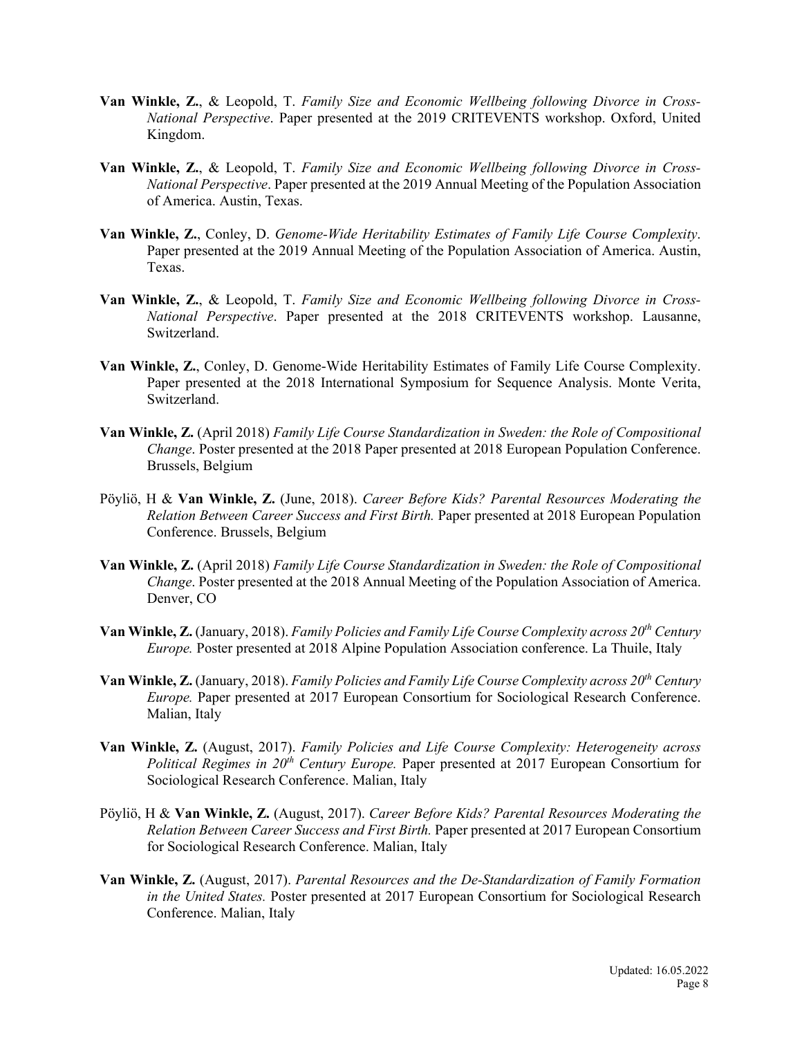**Van Winkle, Z.**, & Leopold, T. *Family Size and Economic Wellbeing following Divorce in Cross-National Perspective*. Paper presented at the 2019 CRITEVENTS workshop. Oxford, United Kingdom.

**Van Winkle, Z.**, & Leopold, T. *Family Size and Economic Wellbeing following Divorce in Cross-National Perspective*. Paper presented at the 2019 Annual Meeting of the Population Association of America. Austin, Texas.

**Van Winkle, Z.**, Conley, D. *Genome-Wide Heritability Estimates of Family Life Course Complexity*. Paper presented at the 2019 Annual Meeting of the Population Association of America. Austin, Texas.

**Van Winkle, Z.**, & Leopold, T. *Family Size and Economic Wellbeing following Divorce in Cross-National Perspective*. Paper presented at the 2018 CRITEVENTS workshop. Lausanne, Switzerland.

**Van Winkle, Z.**, Conley, D. Genome-Wide Heritability Estimates of Family Life Course Complexity. Paper presented at the 2018 International Symposium for Sequence Analysis. Monte Verita, Switzerland.

**Van Winkle, Z.** (April 2018) *Family Life Course Standardization in Sweden: the Role of Compositional Change*. Poster presented at the 2018 Paper presented at 2018 European Population Conference. Brussels, Belgium

Pöyliö, H & **Van Winkle, Z.** (June, 2018). *Career Before Kids? Parental Resources Moderating the Relation Between Career Success and First Birth.* Paper presented at 2018 European Population Conference. Brussels, Belgium

**Van Winkle, Z.** (April 2018) *Family Life Course Standardization in Sweden: the Role of Compositional Change*. Poster presented at the 2018 Annual Meeting of the Population Association of America. Denver, CO

**Van Winkle, Z.** (January, 2018). *Family Policies and Family Life Course Complexity across 20th Century Europe.* Poster presented at 2018 Alpine Population Association conference. La Thuile, Italy

**Van Winkle, Z.** (January, 2018). *Family Policies and Family Life Course Complexity across 20th Century Europe.* Paper presented at 2017 European Consortium for Sociological Research Conference. Malian, Italy

**Van Winkle, Z.** (August, 2017). *Family Policies and Life Course Complexity: Heterogeneity across Political Regimes in 20th Century Europe.* Paper presented at 2017 European Consortium for Sociological Research Conference. Malian, Italy

Pöyliö, H & **Van Winkle, Z.** (August, 2017). *Career Before Kids? Parental Resources Moderating the Relation Between Career Success and First Birth.* Paper presented at 2017 European Consortium for Sociological Research Conference. Malian, Italy

**Van Winkle, Z.** (August, 2017). *Parental Resources and the De-Standardization of Family Formation in the United States.* Poster presented at 2017 European Consortium for Sociological Research Conference. Malian, Italy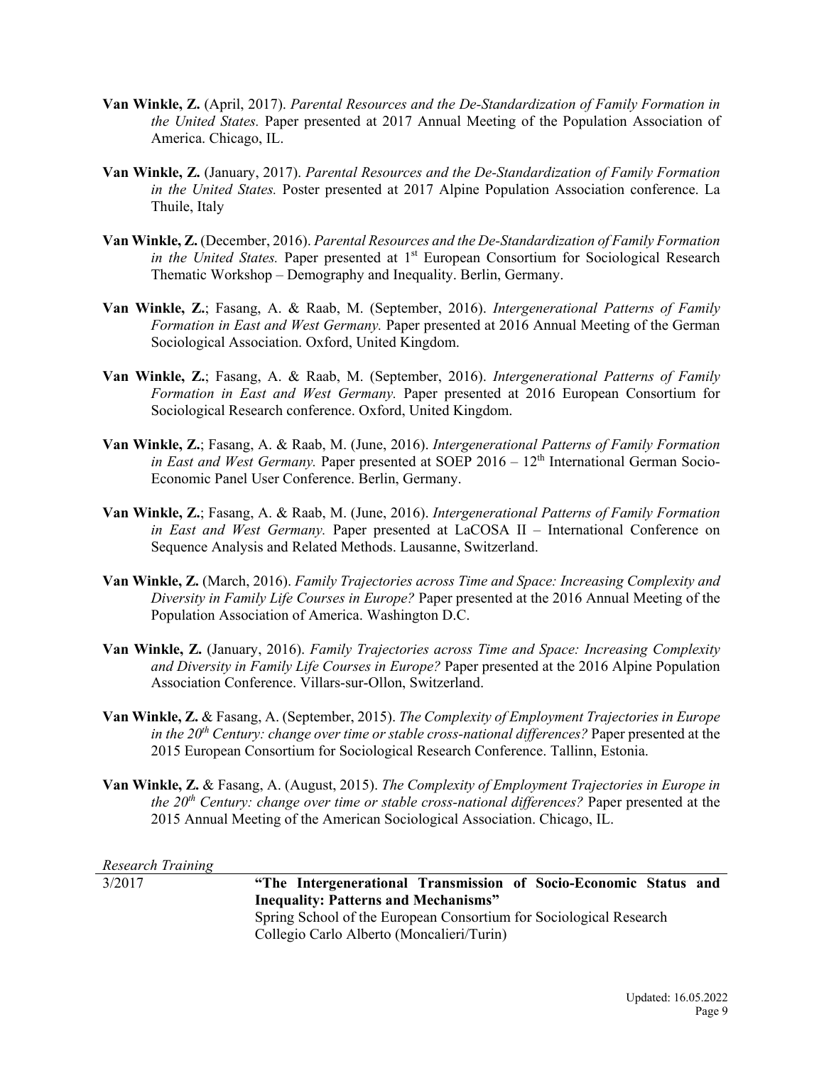**Van Winkle, Z.** (April, 2017). *Parental Resources and the De-Standardization of Family Formation in the United States.* Paper presented at 2017 Annual Meeting of the Population Association of America. Chicago, IL.

**Van Winkle, Z.** (January, 2017). *Parental Resources and the De-Standardization of Family Formation in the United States.* Poster presented at 2017 Alpine Population Association conference. La Thuile, Italy

**Van Winkle, Z.** (December, 2016). *Parental Resources and the De-Standardization of Family Formation in the United States.* Paper presented at 1st European Consortium for Sociological Research Thematic Workshop – Demography and Inequality. Berlin, Germany.

**Van Winkle, Z.**; Fasang, A. & Raab, M. (September, 2016). *Intergenerational Patterns of Family Formation in East and West Germany.* Paper presented at 2016 Annual Meeting of the German Sociological Association. Oxford, United Kingdom.

**Van Winkle, Z.**; Fasang, A. & Raab, M. (September, 2016). *Intergenerational Patterns of Family Formation in East and West Germany.* Paper presented at 2016 European Consortium for Sociological Research conference. Oxford, United Kingdom.

**Van Winkle, Z.**; Fasang, A. & Raab, M. (June, 2016). *Intergenerational Patterns of Family Formation in East and West Germany.* Paper presented at SOEP 2016 – 12th International German Socio-Economic Panel User Conference. Berlin, Germany.

**Van Winkle, Z.**; Fasang, A. & Raab, M. (June, 2016). *Intergenerational Patterns of Family Formation in East and West Germany.* Paper presented at LaCOSA II – International Conference on Sequence Analysis and Related Methods. Lausanne, Switzerland.

**Van Winkle, Z.** (March, 2016). *Family Trajectories across Time and Space: Increasing Complexity and Diversity in Family Life Courses in Europe?* Paper presented at the 2016 Annual Meeting of the Population Association of America. Washington D.C.

**Van Winkle, Z.** (January, 2016). *Family Trajectories across Time and Space: Increasing Complexity and Diversity in Family Life Courses in Europe?* Paper presented at the 2016 Alpine Population Association Conference. Villars-sur-Ollon, Switzerland.

**Van Winkle, Z.** & Fasang, A. (September, 2015). *The Complexity of Employment Trajectories in Europe in the 20th Century: change over time or stable cross-national differences?* Paper presented at the 2015 European Consortium for Sociological Research Conference. Tallinn, Estonia.

**Van Winkle, Z.** & Fasang, A. (August, 2015). *The Complexity of Employment Trajectories in Europe in the 20th Century: change over time or stable cross-national differences?* Paper presented at the 2015 Annual Meeting of the American Sociological Association. Chicago, IL.

*Research Training*

3/2017 — **"The Intergenerational Transmission of Socio-Economic Status and Inequality: Patterns and Mechanisms"**
Spring School of the European Consortium for Sociological Research
Collegio Carlo Alberto (Moncalieri/Turin)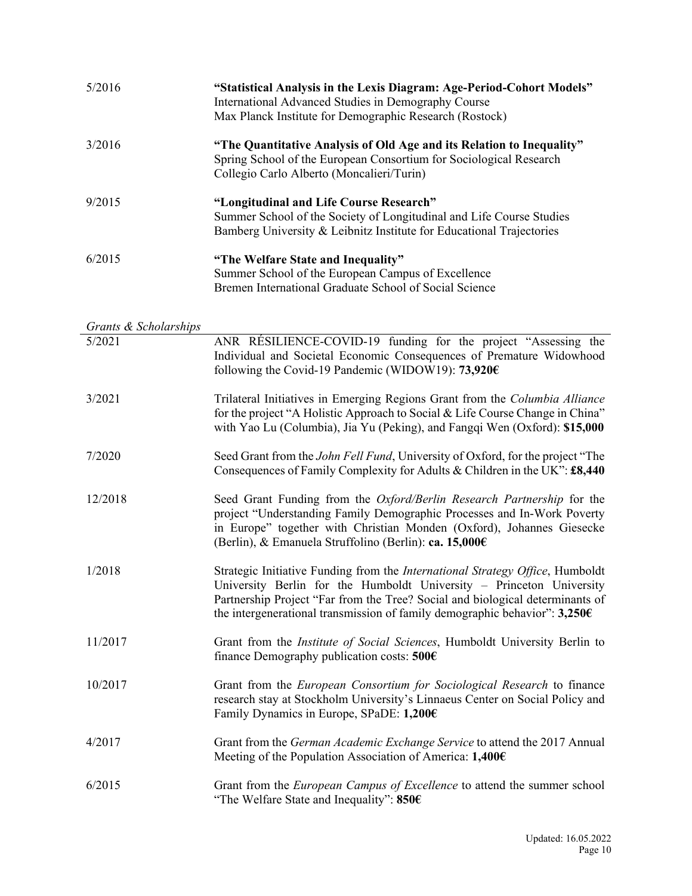5/2016 **"Statistical Analysis in the Lexis Diagram: Age-Period-Cohort Models"**
International Advanced Studies in Demography Course
Max Planck Institute for Demographic Research (Rostock)

3/2016 **"The Quantitative Analysis of Old Age and its Relation to Inequality"**
Spring School of the European Consortium for Sociological Research
Collegio Carlo Alberto (Moncalieri/Turin)

9/2015 **"Longitudinal and Life Course Research"**
Summer School of the Society of Longitudinal and Life Course Studies
Bamberg University & Leibnitz Institute for Educational Trajectories

6/2015 **"The Welfare State and Inequality"**
Summer School of the European Campus of Excellence
Bremen International Graduate School of Social Science

*Grants & Scholarships*

5/2021 ANR RÉSILIENCE-COVID-19 funding for the project "Assessing the Individual and Societal Economic Consequences of Premature Widowhood following the Covid-19 Pandemic (WIDOW19): **73,920€**

3/2021 Trilateral Initiatives in Emerging Regions Grant from the *Columbia Alliance* for the project "A Holistic Approach to Social & Life Course Change in China" with Yao Lu (Columbia), Jia Yu (Peking), and Fangqi Wen (Oxford): **$15,000**

7/2020 Seed Grant from the *John Fell Fund*, University of Oxford, for the project "The Consequences of Family Complexity for Adults & Children in the UK": **£8,440**

12/2018 Seed Grant Funding from the *Oxford/Berlin Research Partnership* for the project "Understanding Family Demographic Processes and In-Work Poverty in Europe" together with Christian Monden (Oxford), Johannes Giesecke (Berlin), & Emanuela Struffolino (Berlin): **ca. 15,000€**

1/2018 Strategic Initiative Funding from the *International Strategy Office*, Humboldt University Berlin for the Humboldt University – Princeton University Partnership Project "Far from the Tree? Social and biological determinants of the intergenerational transmission of family demographic behavior": **3,250€**

11/2017 Grant from the *Institute of Social Sciences*, Humboldt University Berlin to finance Demography publication costs: **500€**

10/2017 Grant from the *European Consortium for Sociological Research* to finance research stay at Stockholm University's Linnaeus Center on Social Policy and Family Dynamics in Europe, SPaDE: **1,200€**

4/2017 Grant from the *German Academic Exchange Service* to attend the 2017 Annual Meeting of the Population Association of America: **1,400€**

6/2015 Grant from the *European Campus of Excellence* to attend the summer school "The Welfare State and Inequality": **850€**

Updated: 16.05.2022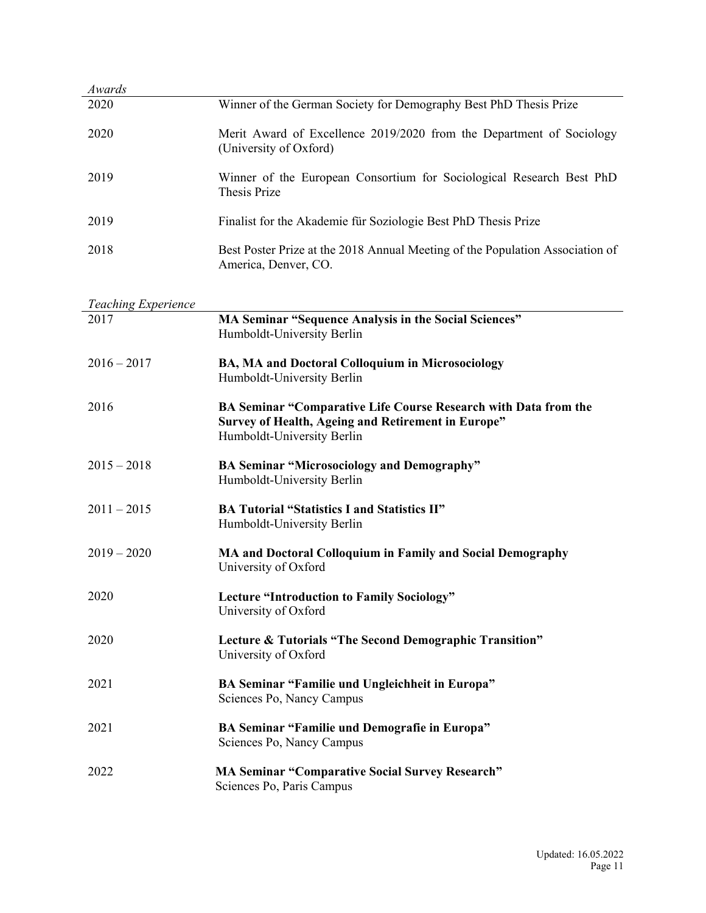*Awards*

| | |
|---|---|
| 2020 | Winner of the German Society for Demography Best PhD Thesis Prize |
| 2020 | Merit Award of Excellence 2019/2020 from the Department of Sociology (University of Oxford) |
| 2019 | Winner of the European Consortium for Sociological Research Best PhD Thesis Prize |
| 2019 | Finalist for the Akademie für Soziologie Best PhD Thesis Prize |
| 2018 | Best Poster Prize at the 2018 Annual Meeting of the Population Association of America, Denver, CO. |

*Teaching Experience*

| | |
|---|---|
| 2017 | **MA Seminar "Sequence Analysis in the Social Sciences"** Humboldt-University Berlin |
| 2016 – 2017 | **BA, MA and Doctoral Colloquium in Microsociology** Humboldt-University Berlin |
| 2016 | **BA Seminar "Comparative Life Course Research with Data from the Survey of Health, Ageing and Retirement in Europe"** Humboldt-University Berlin |
| 2015 – 2018 | **BA Seminar "Microsociology and Demography"** Humboldt-University Berlin |
| 2011 – 2015 | **BA Tutorial "Statistics I and Statistics II"** Humboldt-University Berlin |
| 2019 – 2020 | **MA and Doctoral Colloquium in Family and Social Demography** University of Oxford |
| 2020 | **Lecture "Introduction to Family Sociology"** University of Oxford |
| 2020 | **Lecture & Tutorials "The Second Demographic Transition"** University of Oxford |
| 2021 | **BA Seminar "Familie und Ungleichheit in Europa"** Sciences Po, Nancy Campus |
| 2021 | **BA Seminar "Familie und Demografie in Europa"** Sciences Po, Nancy Campus |
| 2022 | **MA Seminar "Comparative Social Survey Research"** Sciences Po, Paris Campus |

Updated: 16.05.2022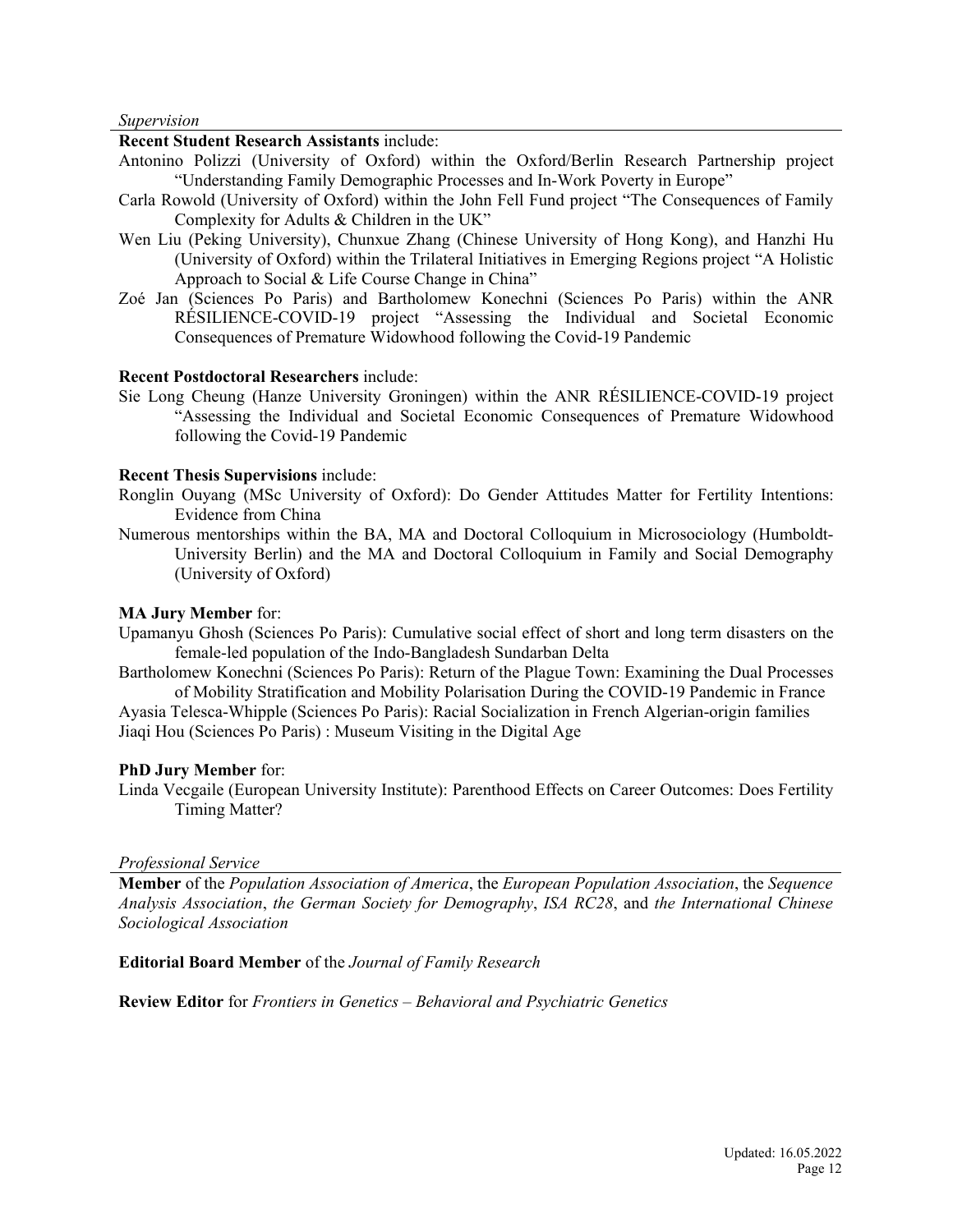*Supervision*

**Recent Student Research Assistants** include:

Antonino Polizzi (University of Oxford) within the Oxford/Berlin Research Partnership project "Understanding Family Demographic Processes and In-Work Poverty in Europe"

Carla Rowold (University of Oxford) within the John Fell Fund project "The Consequences of Family Complexity for Adults & Children in the UK"

Wen Liu (Peking University), Chunxue Zhang (Chinese University of Hong Kong), and Hanzhi Hu (University of Oxford) within the Trilateral Initiatives in Emerging Regions project "A Holistic Approach to Social & Life Course Change in China"

Zoé Jan (Sciences Po Paris) and Bartholomew Konechni (Sciences Po Paris) within the ANR RÉSILIENCE-COVID-19 project "Assessing the Individual and Societal Economic Consequences of Premature Widowhood following the Covid-19 Pandemic

**Recent Postdoctoral Researchers** include:

Sie Long Cheung (Hanze University Groningen) within the ANR RÉSILIENCE-COVID-19 project "Assessing the Individual and Societal Economic Consequences of Premature Widowhood following the Covid-19 Pandemic

**Recent Thesis Supervisions** include:

Ronglin Ouyang (MSc University of Oxford): Do Gender Attitudes Matter for Fertility Intentions: Evidence from China

Numerous mentorships within the BA, MA and Doctoral Colloquium in Microsociology (Humboldt-University Berlin) and the MA and Doctoral Colloquium in Family and Social Demography (University of Oxford)

**MA Jury Member** for:

Upamanyu Ghosh (Sciences Po Paris): Cumulative social effect of short and long term disasters on the female-led population of the Indo-Bangladesh Sundarban Delta

Bartholomew Konechni (Sciences Po Paris): Return of the Plague Town: Examining the Dual Processes of Mobility Stratification and Mobility Polarisation During the COVID-19 Pandemic in France

Ayasia Telesca-Whipple (Sciences Po Paris): Racial Socialization in French Algerian-origin families

Jiaqi Hou (Sciences Po Paris) : Museum Visiting in the Digital Age

**PhD Jury Member** for:

Linda Vecgaile (European University Institute): Parenthood Effects on Career Outcomes: Does Fertility Timing Matter?

*Professional Service*

**Member** of the *Population Association of America*, the *European Population Association*, the *Sequence Analysis Association*, *the German Society for Demography*, *ISA RC28*, and *the International Chinese Sociological Association*

**Editorial Board Member** of the *Journal of Family Research*

**Review Editor** for *Frontiers in Genetics – Behavioral and Psychiatric Genetics*

Updated: 16.05.2022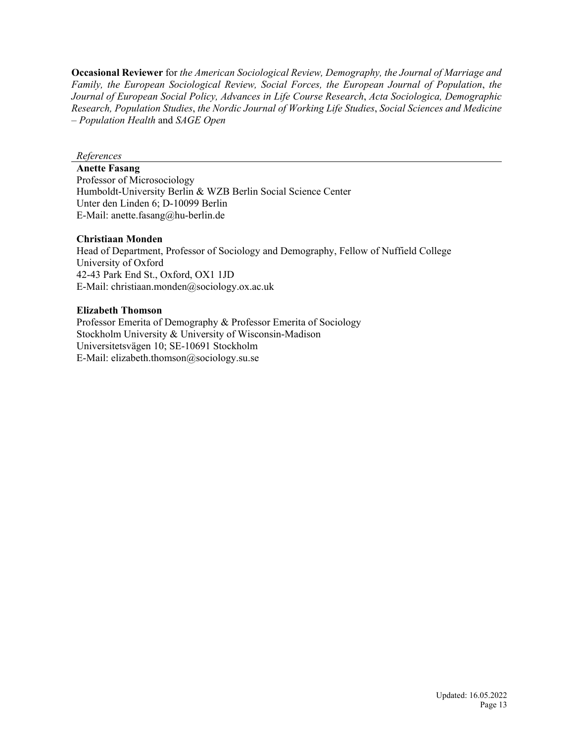**Occasional Reviewer** for *the American Sociological Review, Demography, the Journal of Marriage and Family, the European Sociological Review, Social Forces, the European Journal of Population*, *the Journal of European Social Policy, Advances in Life Course Research*, *Acta Sociologica, Demographic Research, Population Studies*, *the Nordic Journal of Working Life Studies*, *Social Sciences and Medicine – Population Health* and *SAGE Open*

## *References*

**Anette Fasang**
Professor of Microsociology
Humboldt-University Berlin & WZB Berlin Social Science Center
Unter den Linden 6; D-10099 Berlin
E-Mail: anette.fasang@hu-berlin.de

**Christiaan Monden**
Head of Department, Professor of Sociology and Demography, Fellow of Nuffield College
University of Oxford
42-43 Park End St., Oxford, OX1 1JD
E-Mail: christiaan.monden@sociology.ox.ac.uk

**Elizabeth Thomson**
Professor Emerita of Demography & Professor Emerita of Sociology
Stockholm University & University of Wisconsin-Madison
Universitetsvägen 10; SE-10691 Stockholm
E-Mail: elizabeth.thomson@sociology.su.se

Updated: 16.05.2022